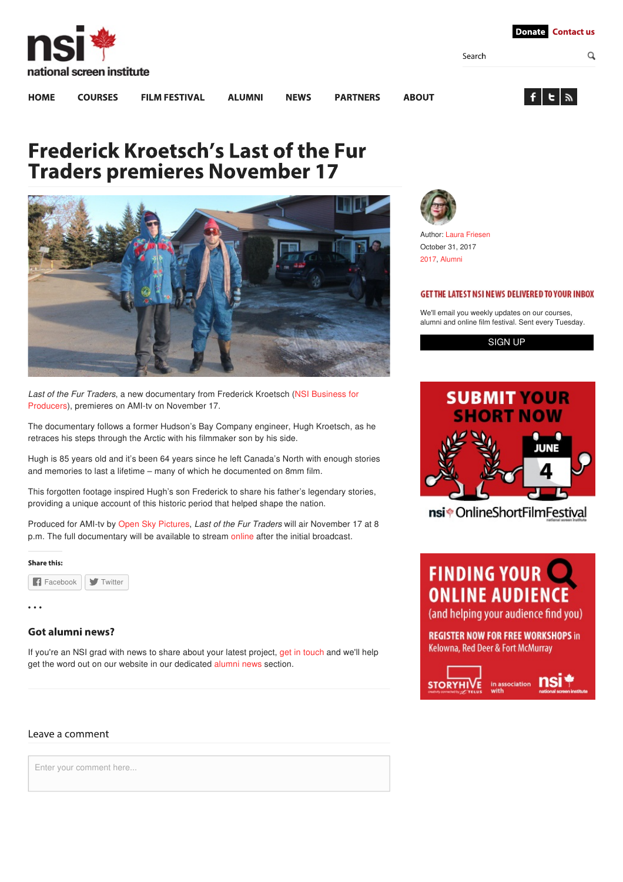Donate Contact us

Search

HOME COURSES FILM FESTIVAL ALUMNI NEWS PARTNERS ABOUT

# Frederick Kroetsch's Last of the Fur Traders premieres November 17

*Last of the Fur Traders*, a new documentary from Frederick Kroetsch (NSI Business for Producers), premieres on AMI-tv on November 17.

The documentary follows a former Hudson's Bay Company engineer, Hugh Kroetsch, as he retraces his steps through the Arctic with his filmmaker son by his side.

Hugh is 85 years old and it's been 64 years since he left Canada's North with enough stories and memories to last a lifetime – many of which he documented on 8mm film.

This forgotten footage inspired Hugh's son Frederick to share his father's legendary stories, providing a unique account of this historic period that helped shape the nation.

Produced for AMI-tv by Open Sky Pictures, *Last of the Fur Traders* will air November 17 at 8 p.m. The full documentary will be available to stream online after the initial broadcast.

**Share this:**

Facebook Twitter

...

### Got alumni news?

If you're an NSI grad with news to share about your latest project, get in touch and we'll help get the word out on our website in our dedicated alumni news section.

Leave a comment

Enter your comment here...

Author: Laura Friesen
October 31, 2017
2017, Alumni

**GET THE LATEST NSI NEWS DELIVERED TO YOUR INBOX**

We'll email you weekly updates on our courses, alumni and online film festival. Sent every Tuesday.

SIGN UP

SUBMIT YOUR SHORT NOW
JUNE 4
nsi OnlineShortFilmFestival

FINDING YOUR ONLINE AUDIENCE
(and helping your audience find you)
REGISTER NOW FOR FREE WORKSHOPS in Kelowna, Red Deer & Fort McMurray
STORYHIVE in association with nsi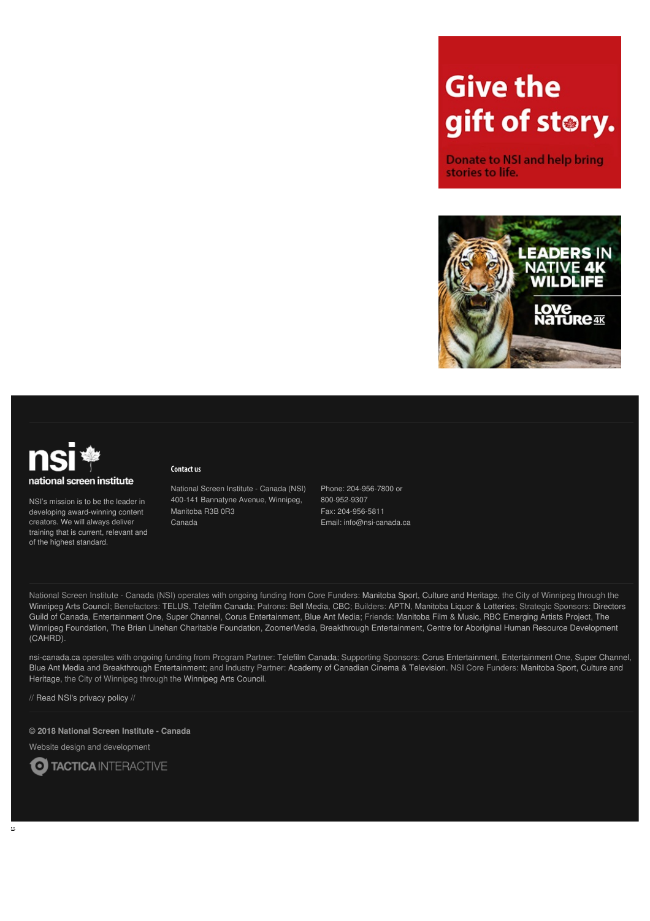Give the gift of story.

Donate to NSI and help bring stories to life.

LEADERS IN NATIVE 4K WILDLIFE

LOVE NATURE 4K

nsi national screen institute

NSI's mission is to be the leader in developing award-winning content creators. We will always deliver training that is current, relevant and of the highest standard.

**Contact us**

National Screen Institute - Canada (NSI)
400-141 Bannatyne Avenue, Winnipeg, Manitoba R3B 0R3
Canada

Phone: 204-956-7800 or 800-952-9307
Fax: 204-956-5811
Email: info@nsi-canada.ca

National Screen Institute - Canada (NSI) operates with ongoing funding from Core Funders: Manitoba Sport, Culture and Heritage, the City of Winnipeg through the Winnipeg Arts Council; Benefactors: TELUS, Telefilm Canada; Patrons: Bell Media, CBC; Builders: APTN, Manitoba Liquor & Lotteries; Strategic Sponsors: Directors Guild of Canada, Entertainment One, Super Channel, Corus Entertainment, Blue Ant Media; Friends: Manitoba Film & Music, RBC Emerging Artists Project, The Winnipeg Foundation, The Brian Linehan Charitable Foundation, ZoomerMedia, Breakthrough Entertainment, Centre for Aboriginal Human Resource Development (CAHRD).

nsi-canada.ca operates with ongoing funding from Program Partner: Telefilm Canada; Supporting Sponsors: Corus Entertainment, Entertainment One, Super Channel, Blue Ant Media and Breakthrough Entertainment; and Industry Partner: Academy of Canadian Cinema & Television. NSI Core Funders: Manitoba Sport, Culture and Heritage, the City of Winnipeg through the Winnipeg Arts Council.

// Read NSI's privacy policy //

**© 2018 National Screen Institute - Canada**

Website design and development

TACTICA INTERACTIVE